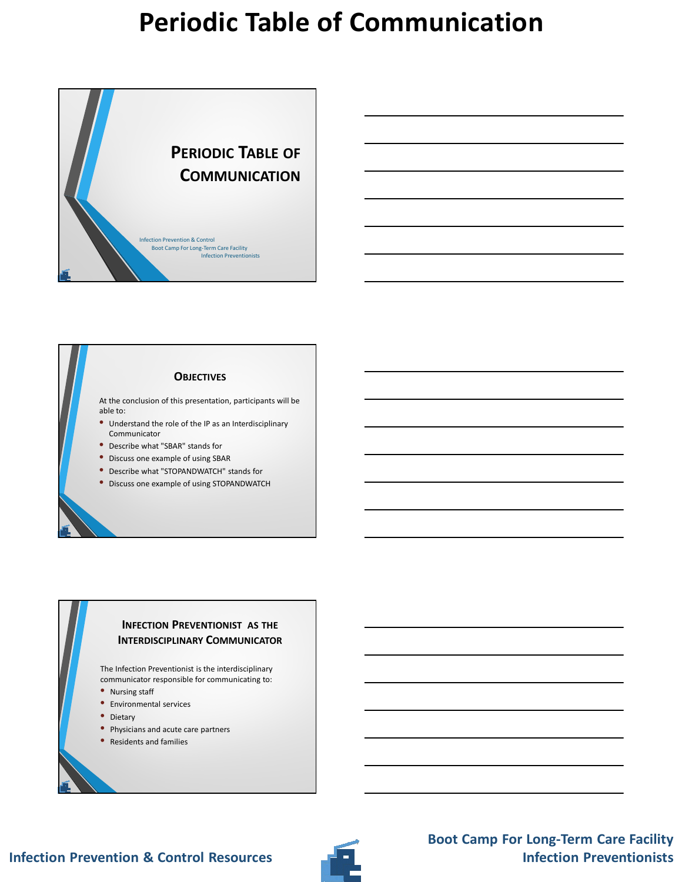# Periodic Table of Communication

## Periodic Table of Communication

Infection Prevention & Control
Boot Camp For Long-Term Care Facility
Infection Preventionists

## Objectives

At the conclusion of this presentation, participants will be able to:

- Understand the role of the IP as an Interdisciplinary Communicator
- Describe what "SBAR" stands for
- Discuss one example of using SBAR
- Describe what "STOPANDWATCH" stands for
- Discuss one example of using STOPANDWATCH

## Infection Preventionist as the Interdisciplinary Communicator

The Infection Preventionist is the interdisciplinary communicator responsible for communicating to:

- Nursing staff
- Environmental services
- Dietary
- Physicians and acute care partners
- Residents and families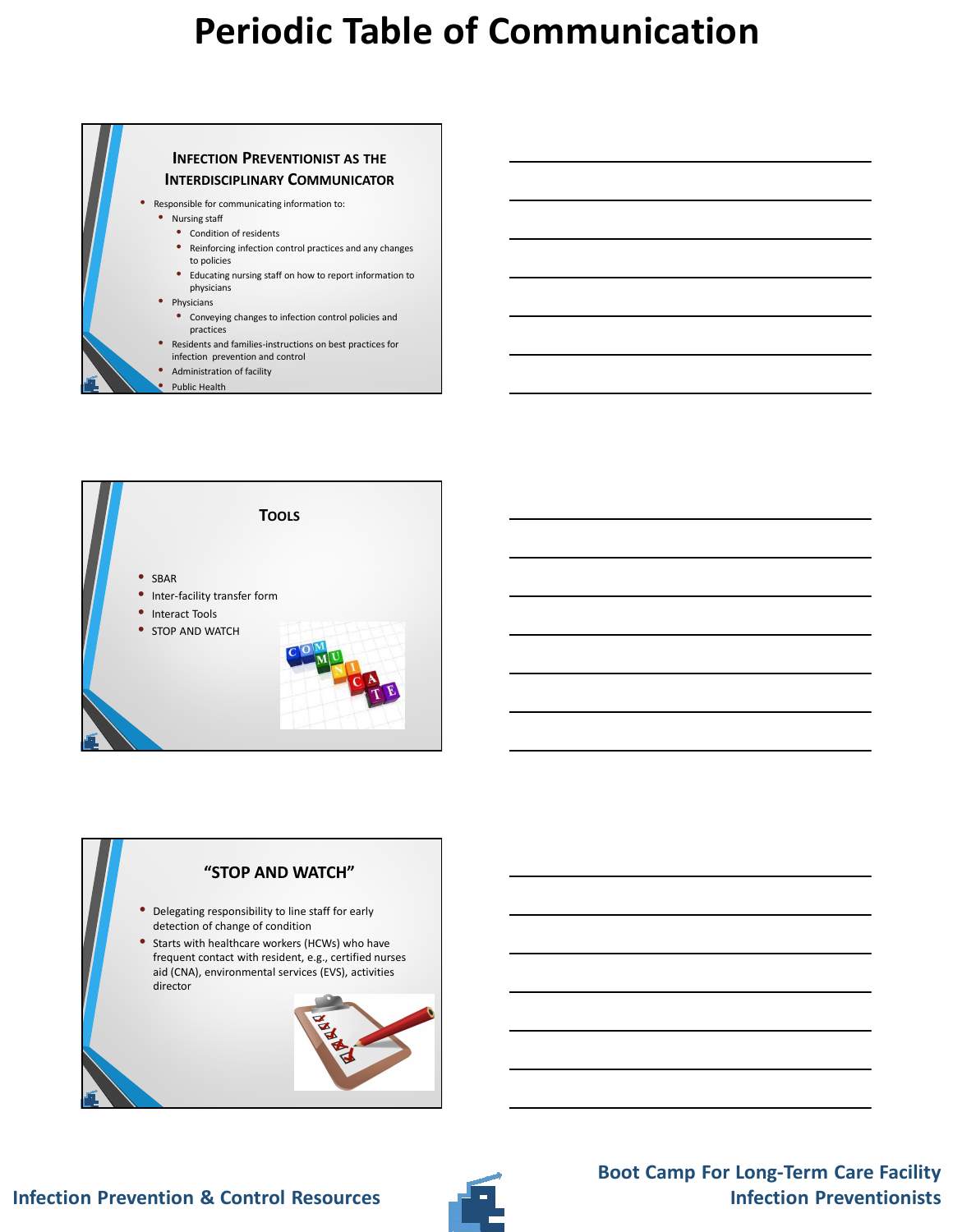# Periodic Table of Communication

## Infection Preventionist as the Interdisciplinary Communicator

- Responsible for communicating information to:
  - Nursing staff
    - Condition of residents
    - Reinforcing infection control practices and any changes to policies
    - Educating nursing staff on how to report information to physicians
  - Physicians
    - Conveying changes to infection control policies and practices
  - Residents and families-instructions on best practices for infection prevention and control
  - Administration of facility
  - Public Health

## Tools

- SBAR
- Inter-facility transfer form
- Interact Tools
- STOP AND WATCH

## "STOP AND WATCH"

- Delegating responsibility to line staff for early detection of change of condition
- Starts with healthcare workers (HCWs) who have frequent contact with resident, e.g., certified nurses aid (CNA), environmental services (EVS), activities director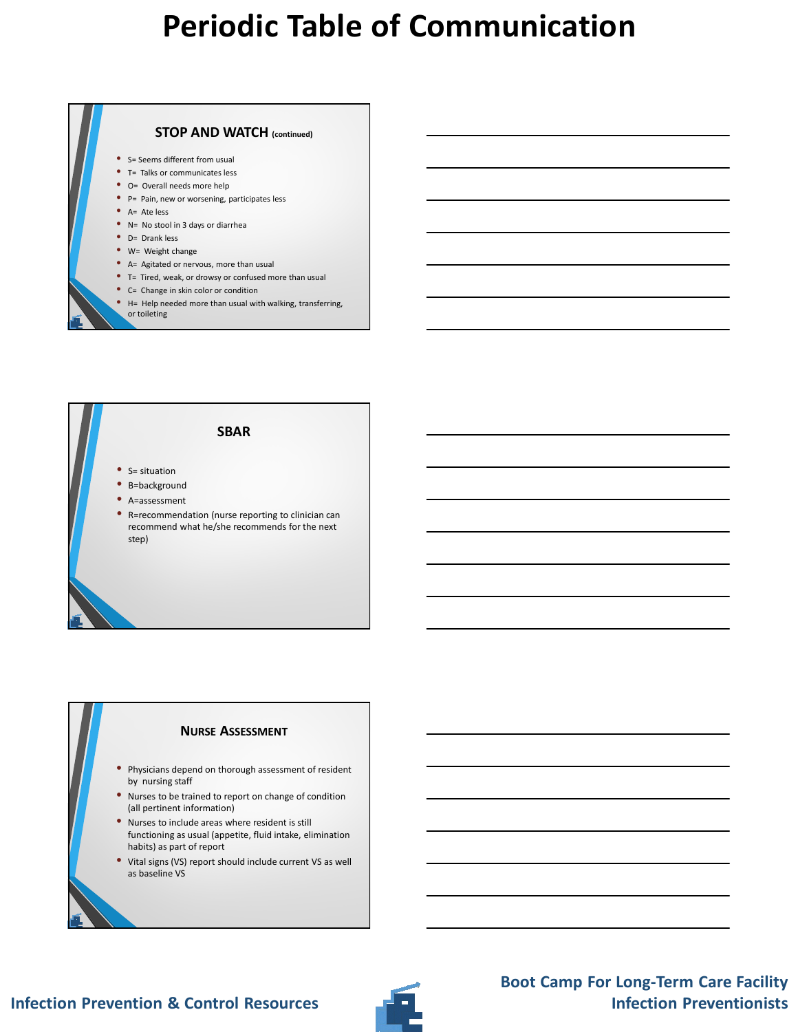# Periodic Table of Communication

## STOP AND WATCH (continued)

- S= Seems different from usual
- T= Talks or communicates less
- O= Overall needs more help
- P= Pain, new or worsening, participates less
- A= Ate less
- N= No stool in 3 days or diarrhea
- D= Drank less
- W= Weight change
- A= Agitated or nervous, more than usual
- T= Tired, weak, or drowsy or confused more than usual
- C= Change in skin color or condition
- H= Help needed more than usual with walking, transferring, or toileting

## SBAR

- S= situation
- B=background
- A=assessment
- R=recommendation (nurse reporting to clinician can recommend what he/she recommends for the next step)

## Nurse Assessment

- Physicians depend on thorough assessment of resident by nursing staff
- Nurses to be trained to report on change of condition (all pertinent information)
- Nurses to include areas where resident is still functioning as usual (appetite, fluid intake, elimination habits) as part of report
- Vital signs (VS) report should include current VS as well as baseline VS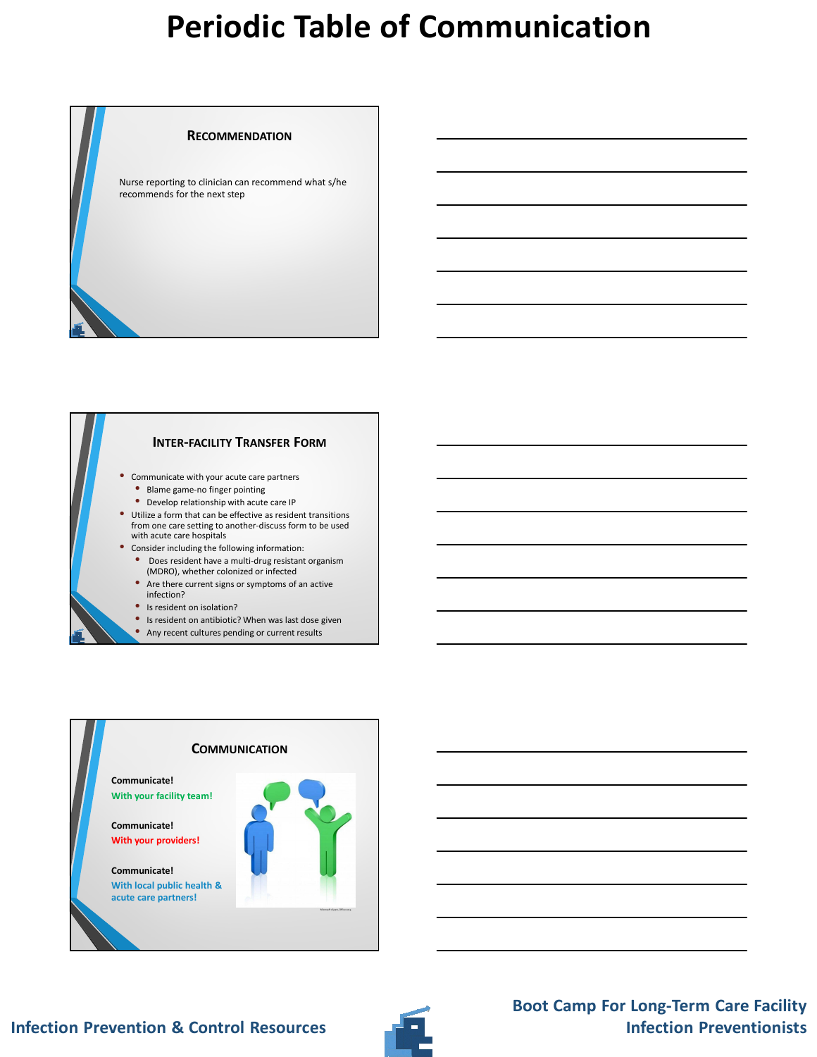# Periodic Table of Communication

## Recommendation

Nurse reporting to clinician can recommend what s/he recommends for the next step

## Inter-Facility Transfer Form

- Communicate with your acute care partners
  - Blame game-no finger pointing
  - Develop relationship with acute care IP
- Utilize a form that can be effective as resident transitions from one care setting to another-discuss form to be used with acute care hospitals
- Consider including the following information:
  - Does resident have a multi-drug resistant organism (MDRO), whether colonized or infected
  - Are there current signs or symptoms of an active infection?
  - Is resident on isolation?
  - Is resident on antibiotic? When was last dose given
  - Any recent cultures pending or current results

## Communication

**Communicate!**
**With your facility team!**

**Communicate!**
**With your providers!**

**Communicate!**
**With local public health & acute care partners!**

Microsoft Clipart, Office 2013

Infection Prevention & Control Resources

Boot Camp For Long-Term Care Facility Infection Preventionists